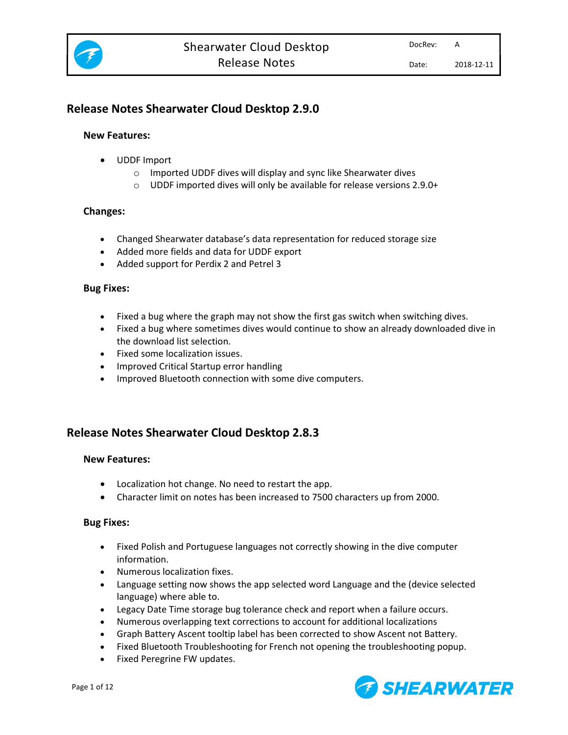# Shearwater Cloud Desktop Release Notes

DocRev: A

Date: 2018-12-11

## Release Notes Shearwater Cloud Desktop 2.9.0

### New Features:

- UDDF Import
  - Imported UDDF dives will display and sync like Shearwater dives
  - UDDF imported dives will only be available for release versions 2.9.0+

### Changes:

- Changed Shearwater database's data representation for reduced storage size
- Added more fields and data for UDDF export
- Added support for Perdix 2 and Petrel 3

### Bug Fixes:

- Fixed a bug where the graph may not show the first gas switch when switching dives.
- Fixed a bug where sometimes dives would continue to show an already downloaded dive in the download list selection.
- Fixed some localization issues.
- Improved Critical Startup error handling
- Improved Bluetooth connection with some dive computers.

## Release Notes Shearwater Cloud Desktop 2.8.3

### New Features:

- Localization hot change. No need to restart the app.
- Character limit on notes has been increased to 7500 characters up from 2000.

### Bug Fixes:

- Fixed Polish and Portuguese languages not correctly showing in the dive computer information.
- Numerous localization fixes.
- Language setting now shows the app selected word Language and the (device selected language) where able to.
- Legacy Date Time storage bug tolerance check and report when a failure occurs.
- Numerous overlapping text corrections to account for additional localizations
- Graph Battery Ascent tooltip label has been corrected to show Ascent not Battery.
- Fixed Bluetooth Troubleshooting for French not opening the troubleshooting popup.
- Fixed Peregrine FW updates.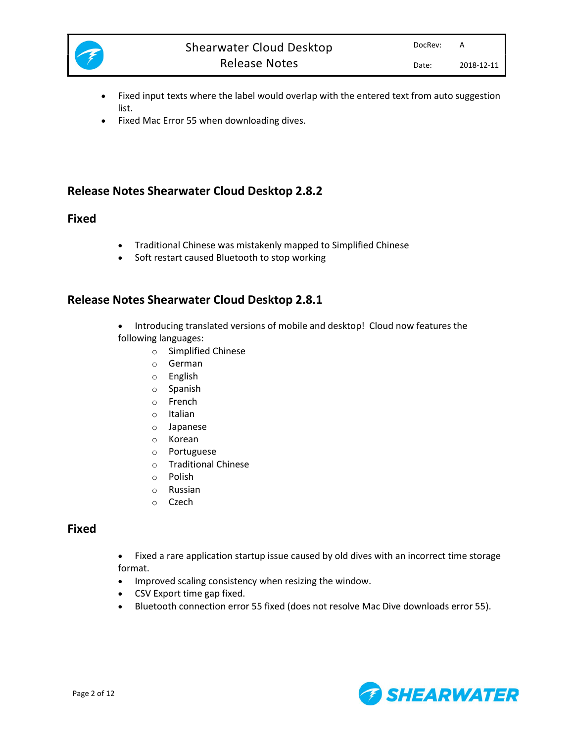- Fixed input texts where the label would overlap with the entered text from auto suggestion list.
- Fixed Mac Error 55 when downloading dives.

## Release Notes Shearwater Cloud Desktop 2.8.2

### Fixed

- Traditional Chinese was mistakenly mapped to Simplified Chinese
- Soft restart caused Bluetooth to stop working

## Release Notes Shearwater Cloud Desktop 2.8.1

- Introducing translated versions of mobile and desktop! Cloud now features the following languages:
  - Simplified Chinese
  - German
  - English
  - Spanish
  - French
  - Italian
  - Japanese
  - Korean
  - Portuguese
  - Traditional Chinese
  - Polish
  - Russian
  - Czech

### Fixed

- Fixed a rare application startup issue caused by old dives with an incorrect time storage format.
- Improved scaling consistency when resizing the window.
- CSV Export time gap fixed.
- Bluetooth connection error 55 fixed (does not resolve Mac Dive downloads error 55).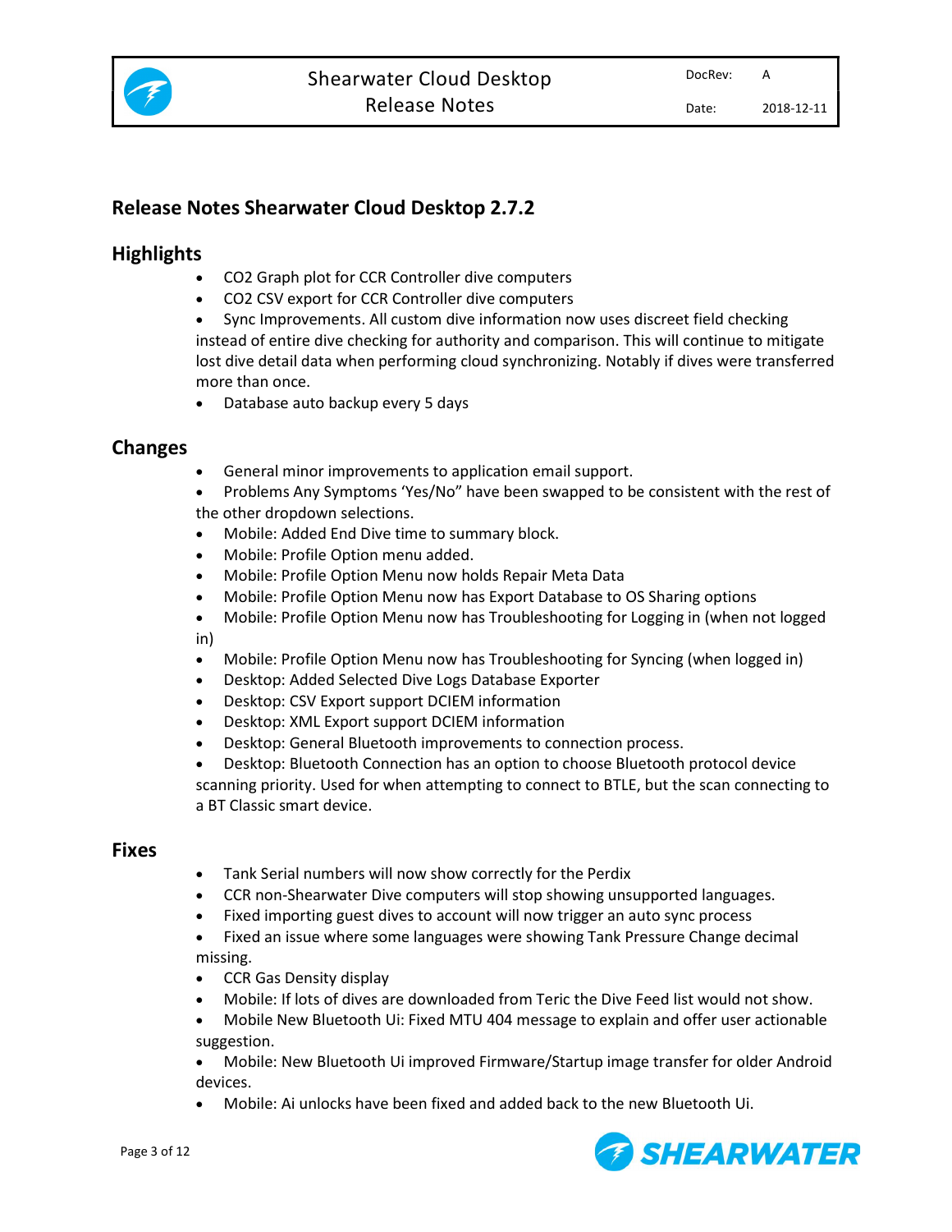## Release Notes Shearwater Cloud Desktop 2.7.2

### Highlights

- CO2 Graph plot for CCR Controller dive computers
- CO2 CSV export for CCR Controller dive computers
- Sync Improvements. All custom dive information now uses discreet field checking instead of entire dive checking for authority and comparison. This will continue to mitigate lost dive detail data when performing cloud synchronizing. Notably if dives were transferred more than once.
- Database auto backup every 5 days

### Changes

- General minor improvements to application email support.
- Problems Any Symptoms 'Yes/No" have been swapped to be consistent with the rest of the other dropdown selections.
- Mobile: Added End Dive time to summary block.
- Mobile: Profile Option menu added.
- Mobile: Profile Option Menu now holds Repair Meta Data
- Mobile: Profile Option Menu now has Export Database to OS Sharing options
- Mobile: Profile Option Menu now has Troubleshooting for Logging in (when not logged in)
- Mobile: Profile Option Menu now has Troubleshooting for Syncing (when logged in)
- Desktop: Added Selected Dive Logs Database Exporter
- Desktop: CSV Export support DCIEM information
- Desktop: XML Export support DCIEM information
- Desktop: General Bluetooth improvements to connection process.
- Desktop: Bluetooth Connection has an option to choose Bluetooth protocol device scanning priority. Used for when attempting to connect to BTLE, but the scan connecting to a BT Classic smart device.

### Fixes

- Tank Serial numbers will now show correctly for the Perdix
- CCR non-Shearwater Dive computers will stop showing unsupported languages.
- Fixed importing guest dives to account will now trigger an auto sync process
- Fixed an issue where some languages were showing Tank Pressure Change decimal missing.
- CCR Gas Density display
- Mobile: If lots of dives are downloaded from Teric the Dive Feed list would not show.
- Mobile New Bluetooth Ui: Fixed MTU 404 message to explain and offer user actionable suggestion.
- Mobile: New Bluetooth Ui improved Firmware/Startup image transfer for older Android devices.
- Mobile: Ai unlocks have been fixed and added back to the new Bluetooth Ui.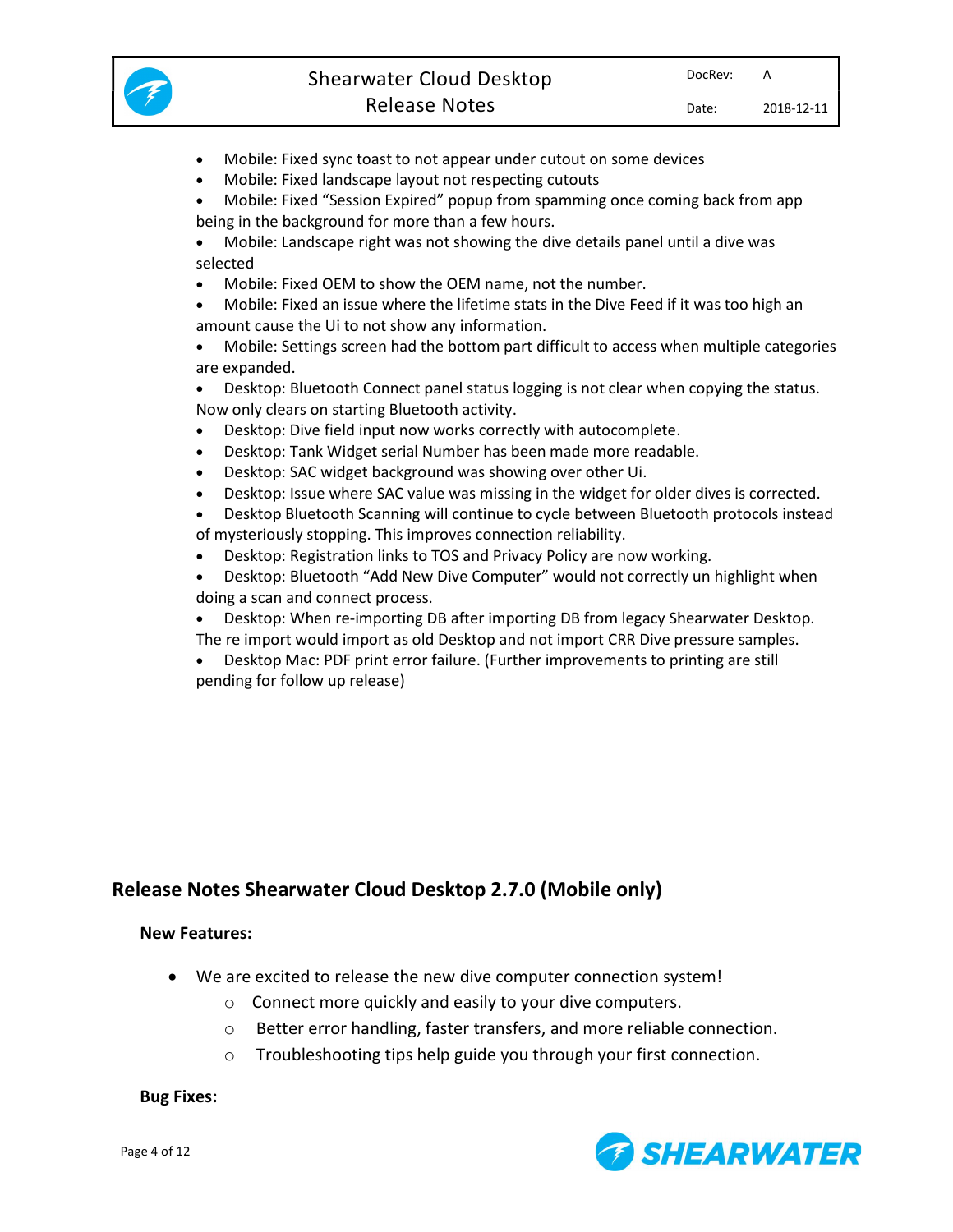- Mobile: Fixed sync toast to not appear under cutout on some devices
- Mobile: Fixed landscape layout not respecting cutouts
- Mobile: Fixed "Session Expired" popup from spamming once coming back from app being in the background for more than a few hours.
- Mobile: Landscape right was not showing the dive details panel until a dive was selected
- Mobile: Fixed OEM to show the OEM name, not the number.
- Mobile: Fixed an issue where the lifetime stats in the Dive Feed if it was too high an amount cause the Ui to not show any information.
- Mobile: Settings screen had the bottom part difficult to access when multiple categories are expanded.
- Desktop: Bluetooth Connect panel status logging is not clear when copying the status. Now only clears on starting Bluetooth activity.
- Desktop: Dive field input now works correctly with autocomplete.
- Desktop: Tank Widget serial Number has been made more readable.
- Desktop: SAC widget background was showing over other Ui.
- Desktop: Issue where SAC value was missing in the widget for older dives is corrected.
- Desktop Bluetooth Scanning will continue to cycle between Bluetooth protocols instead of mysteriously stopping. This improves connection reliability.
- Desktop: Registration links to TOS and Privacy Policy are now working.
- Desktop: Bluetooth "Add New Dive Computer" would not correctly un highlight when doing a scan and connect process.
- Desktop: When re-importing DB after importing DB from legacy Shearwater Desktop. The re import would import as old Desktop and not import CRR Dive pressure samples.
- Desktop Mac: PDF print error failure. (Further improvements to printing are still pending for follow up release)

## Release Notes Shearwater Cloud Desktop 2.7.0 (Mobile only)

**New Features:**

- We are excited to release the new dive computer connection system!
  - Connect more quickly and easily to your dive computers.
  - Better error handling, faster transfers, and more reliable connection.
  - Troubleshooting tips help guide you through your first connection.

**Bug Fixes:**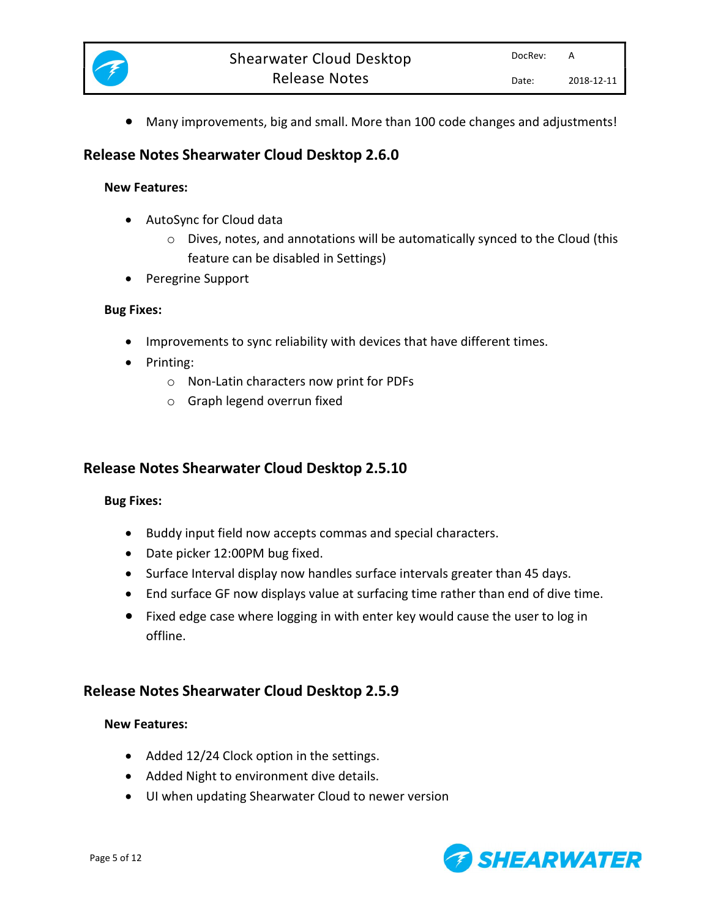- Many improvements, big and small. More than 100 code changes and adjustments!

## Release Notes Shearwater Cloud Desktop 2.6.0

**New Features:**

- AutoSync for Cloud data
  - Dives, notes, and annotations will be automatically synced to the Cloud (this feature can be disabled in Settings)
- Peregrine Support

**Bug Fixes:**

- Improvements to sync reliability with devices that have different times.
- Printing:
  - Non-Latin characters now print for PDFs
  - Graph legend overrun fixed

## Release Notes Shearwater Cloud Desktop 2.5.10

**Bug Fixes:**

- Buddy input field now accepts commas and special characters.
- Date picker 12:00PM bug fixed.
- Surface Interval display now handles surface intervals greater than 45 days.
- End surface GF now displays value at surfacing time rather than end of dive time.
- Fixed edge case where logging in with enter key would cause the user to log in offline.

## Release Notes Shearwater Cloud Desktop 2.5.9

**New Features:**

- Added 12/24 Clock option in the settings.
- Added Night to environment dive details.
- UI when updating Shearwater Cloud to newer version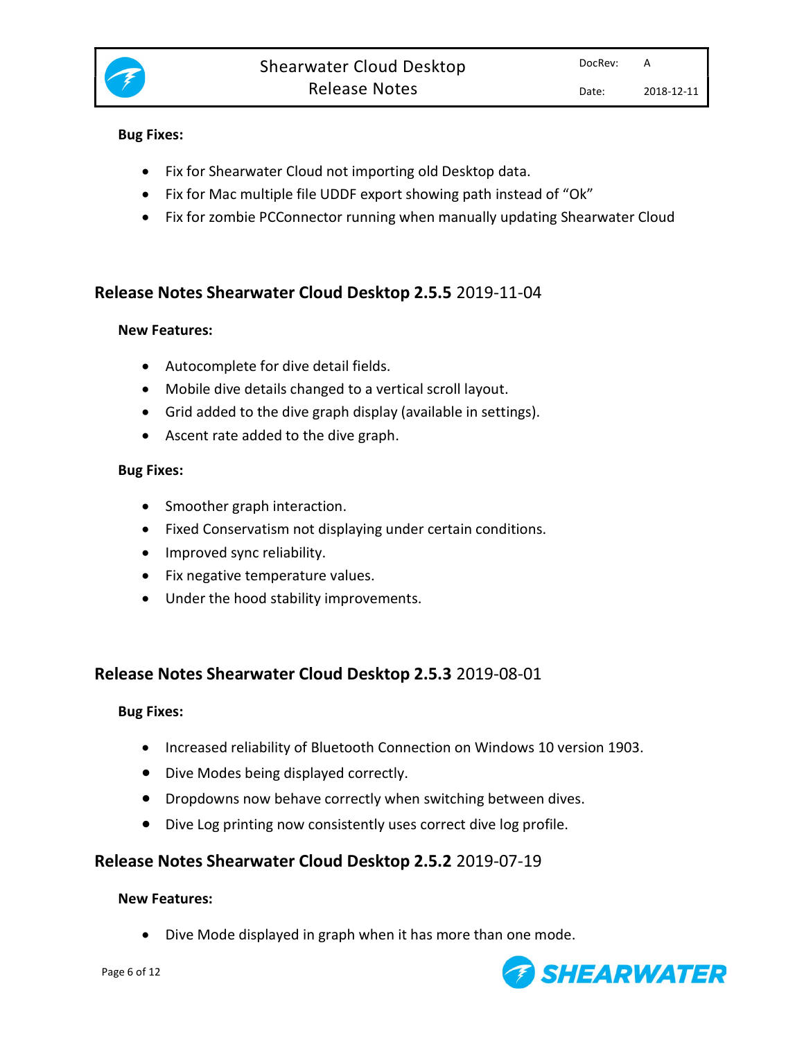**Bug Fixes:**

- Fix for Shearwater Cloud not importing old Desktop data.
- Fix for Mac multiple file UDDF export showing path instead of "Ok"
- Fix for zombie PCConnector running when manually updating Shearwater Cloud

## **Release Notes Shearwater Cloud Desktop 2.5.5** 2019-11-04

**New Features:**

- Autocomplete for dive detail fields.
- Mobile dive details changed to a vertical scroll layout.
- Grid added to the dive graph display (available in settings).
- Ascent rate added to the dive graph.

**Bug Fixes:**

- Smoother graph interaction.
- Fixed Conservatism not displaying under certain conditions.
- Improved sync reliability.
- Fix negative temperature values.
- Under the hood stability improvements.

## **Release Notes Shearwater Cloud Desktop 2.5.3** 2019-08-01

**Bug Fixes:**

- Increased reliability of Bluetooth Connection on Windows 10 version 1903.
- Dive Modes being displayed correctly.
- Dropdowns now behave correctly when switching between dives.
- Dive Log printing now consistently uses correct dive log profile.

## **Release Notes Shearwater Cloud Desktop 2.5.2** 2019-07-19

**New Features:**

- Dive Mode displayed in graph when it has more than one mode.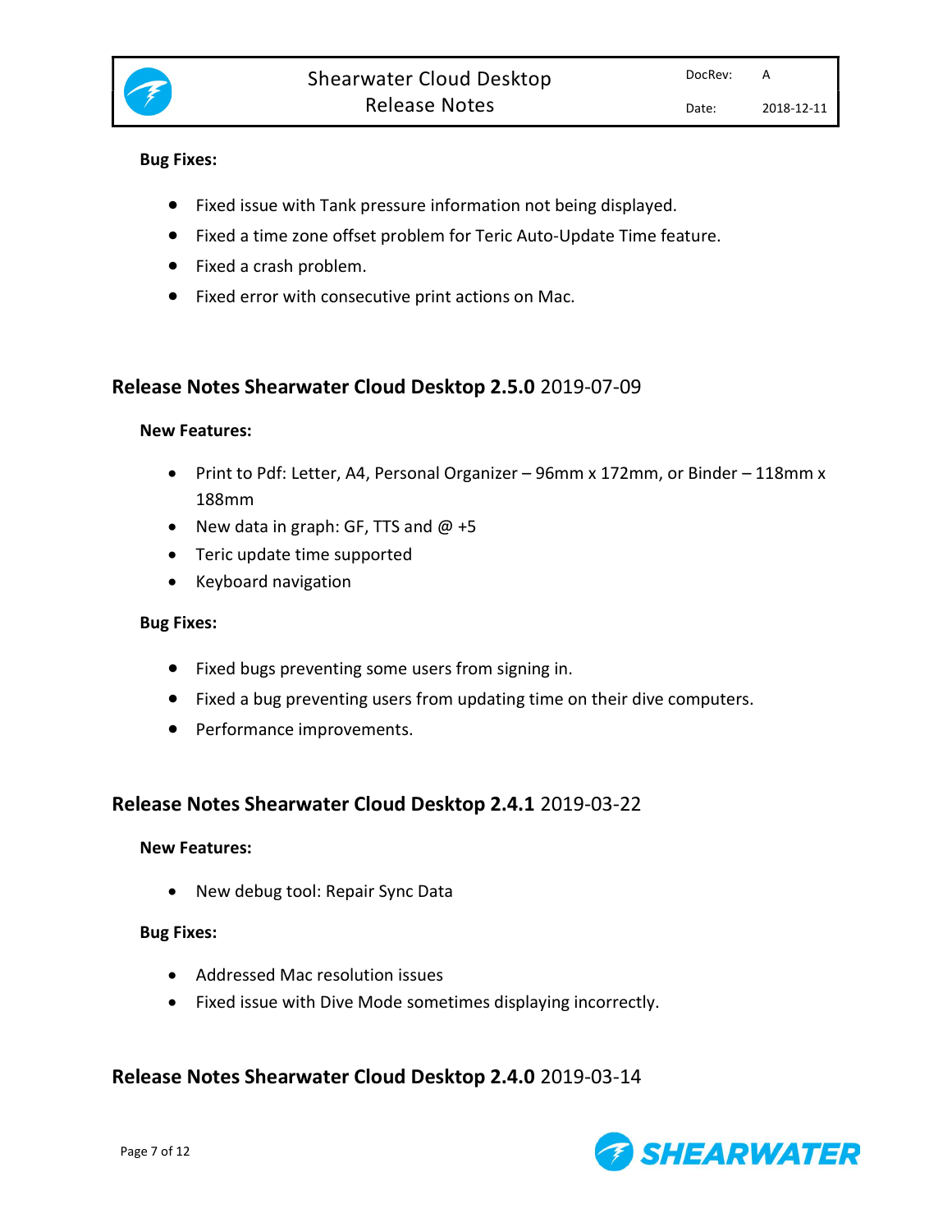**Bug Fixes:**

- Fixed issue with Tank pressure information not being displayed.
- Fixed a time zone offset problem for Teric Auto-Update Time feature.
- Fixed a crash problem.
- Fixed error with consecutive print actions on Mac.

## Release Notes Shearwater Cloud Desktop 2.5.0 2019-07-09

**New Features:**

- Print to Pdf: Letter, A4, Personal Organizer – 96mm x 172mm, or Binder – 118mm x 188mm
- New data in graph: GF, TTS and @ +5
- Teric update time supported
- Keyboard navigation

**Bug Fixes:**

- Fixed bugs preventing some users from signing in.
- Fixed a bug preventing users from updating time on their dive computers.
- Performance improvements.

## Release Notes Shearwater Cloud Desktop 2.4.1 2019-03-22

**New Features:**

- New debug tool: Repair Sync Data

**Bug Fixes:**

- Addressed Mac resolution issues
- Fixed issue with Dive Mode sometimes displaying incorrectly.

## Release Notes Shearwater Cloud Desktop 2.4.0 2019-03-14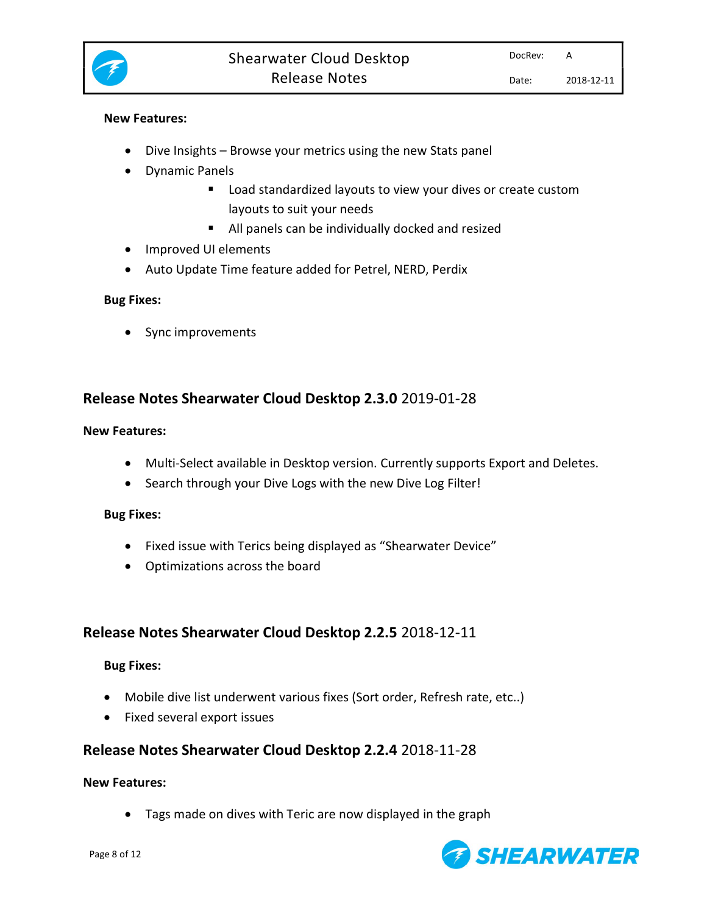**New Features:**

- Dive Insights – Browse your metrics using the new Stats panel
- Dynamic Panels
  - Load standardized layouts to view your dives or create custom layouts to suit your needs
  - All panels can be individually docked and resized
- Improved UI elements
- Auto Update Time feature added for Petrel, NERD, Perdix

**Bug Fixes:**

- Sync improvements

## **Release Notes Shearwater Cloud Desktop 2.3.0** 2019-01-28

**New Features:**

- Multi-Select available in Desktop version. Currently supports Export and Deletes.
- Search through your Dive Logs with the new Dive Log Filter!

**Bug Fixes:**

- Fixed issue with Terics being displayed as "Shearwater Device"
- Optimizations across the board

## **Release Notes Shearwater Cloud Desktop 2.2.5** 2018-12-11

**Bug Fixes:**

- Mobile dive list underwent various fixes (Sort order, Refresh rate, etc..)
- Fixed several export issues

## **Release Notes Shearwater Cloud Desktop 2.2.4** 2018-11-28

**New Features:**

- Tags made on dives with Teric are now displayed in the graph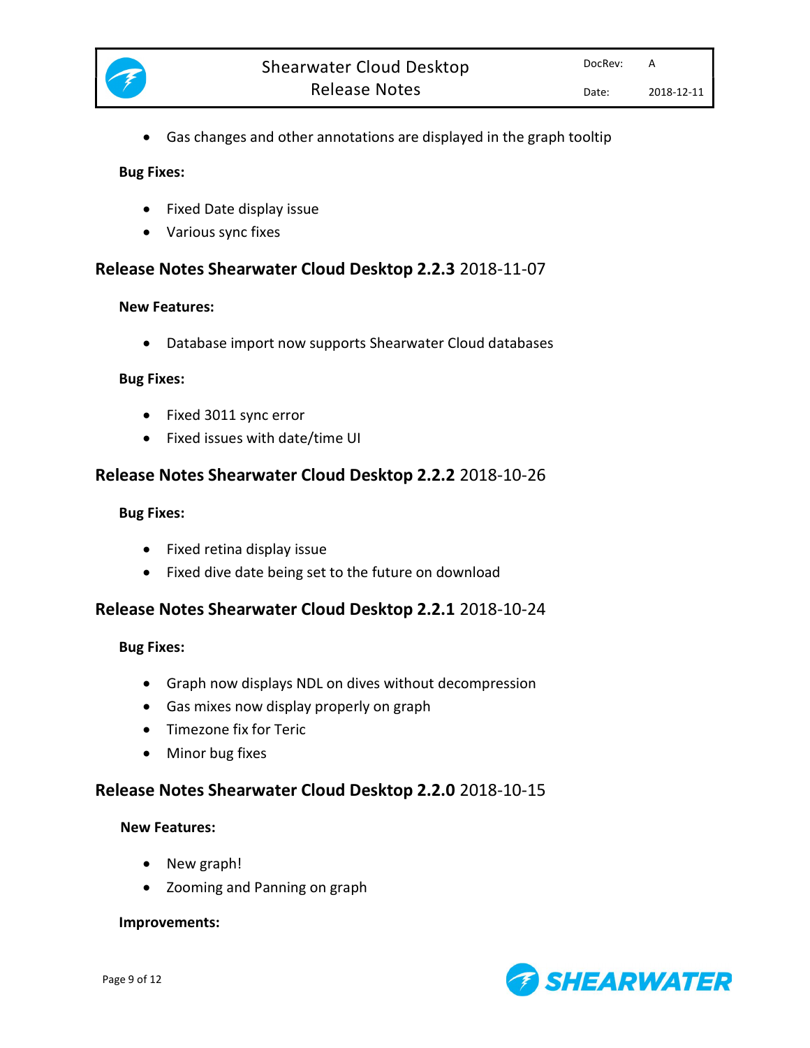- Gas changes and other annotations are displayed in the graph tooltip

**Bug Fixes:**

- Fixed Date display issue
- Various sync fixes

## **Release Notes Shearwater Cloud Desktop 2.2.3** 2018-11-07

**New Features:**

- Database import now supports Shearwater Cloud databases

**Bug Fixes:**

- Fixed 3011 sync error
- Fixed issues with date/time UI

## **Release Notes Shearwater Cloud Desktop 2.2.2** 2018-10-26

**Bug Fixes:**

- Fixed retina display issue
- Fixed dive date being set to the future on download

## **Release Notes Shearwater Cloud Desktop 2.2.1** 2018-10-24

**Bug Fixes:**

- Graph now displays NDL on dives without decompression
- Gas mixes now display properly on graph
- Timezone fix for Teric
- Minor bug fixes

## **Release Notes Shearwater Cloud Desktop 2.2.0** 2018-10-15

**New Features:**

- New graph!
- Zooming and Panning on graph

**Improvements:**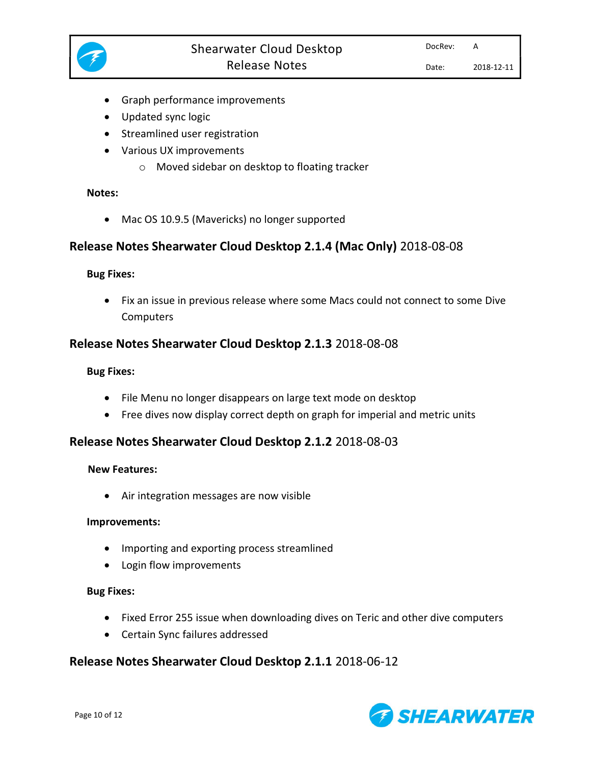- Graph performance improvements
- Updated sync logic
- Streamlined user registration
- Various UX improvements
    - Moved sidebar on desktop to floating tracker

**Notes:**

- Mac OS 10.9.5 (Mavericks) no longer supported

## **Release Notes Shearwater Cloud Desktop 2.1.4 (Mac Only)** 2018-08-08

**Bug Fixes:**

- Fix an issue in previous release where some Macs could not connect to some Dive Computers

## **Release Notes Shearwater Cloud Desktop 2.1.3** 2018-08-08

**Bug Fixes:**

- File Menu no longer disappears on large text mode on desktop
- Free dives now display correct depth on graph for imperial and metric units

## **Release Notes Shearwater Cloud Desktop 2.1.2** 2018-08-03

**New Features:**

- Air integration messages are now visible

**Improvements:**

- Importing and exporting process streamlined
- Login flow improvements

**Bug Fixes:**

- Fixed Error 255 issue when downloading dives on Teric and other dive computers
- Certain Sync failures addressed

## **Release Notes Shearwater Cloud Desktop 2.1.1** 2018-06-12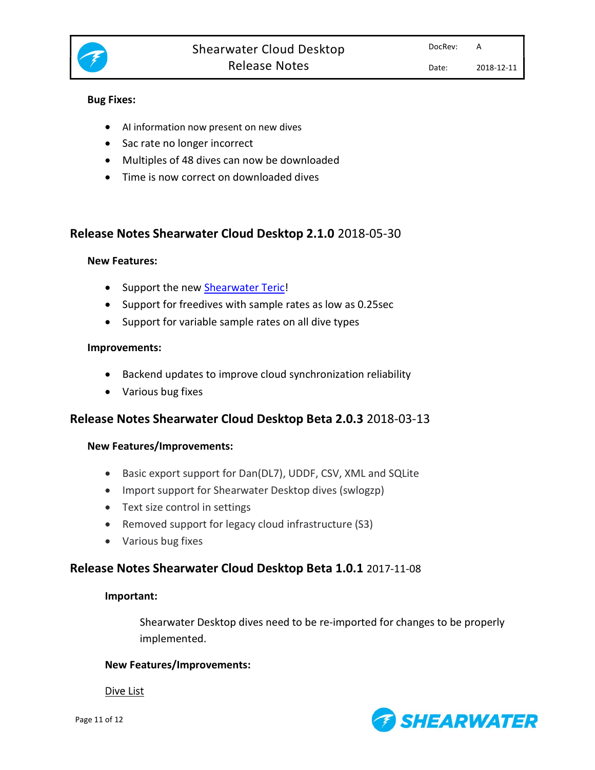**Bug Fixes:**

- AI information now present on new dives
- Sac rate no longer incorrect
- Multiples of 48 dives can now be downloaded
- Time is now correct on downloaded dives

## Release Notes Shearwater Cloud Desktop 2.1.0 2018-05-30

**New Features:**

- Support the new [Shearwater Teric]()!
- Support for freedives with sample rates as low as 0.25sec
- Support for variable sample rates on all dive types

**Improvements:**

- Backend updates to improve cloud synchronization reliability
- Various bug fixes

## Release Notes Shearwater Cloud Desktop Beta 2.0.3 2018-03-13

**New Features/Improvements:**

- Basic export support for Dan(DL7), UDDF, CSV, XML and SQLite
- Import support for Shearwater Desktop dives (swlogzp)
- Text size control in settings
- Removed support for legacy cloud infrastructure (S3)
- Various bug fixes

## Release Notes Shearwater Cloud Desktop Beta 1.0.1 2017-11-08

**Important:**

Shearwater Desktop dives need to be re-imported for changes to be properly implemented.

**New Features/Improvements:**

Dive List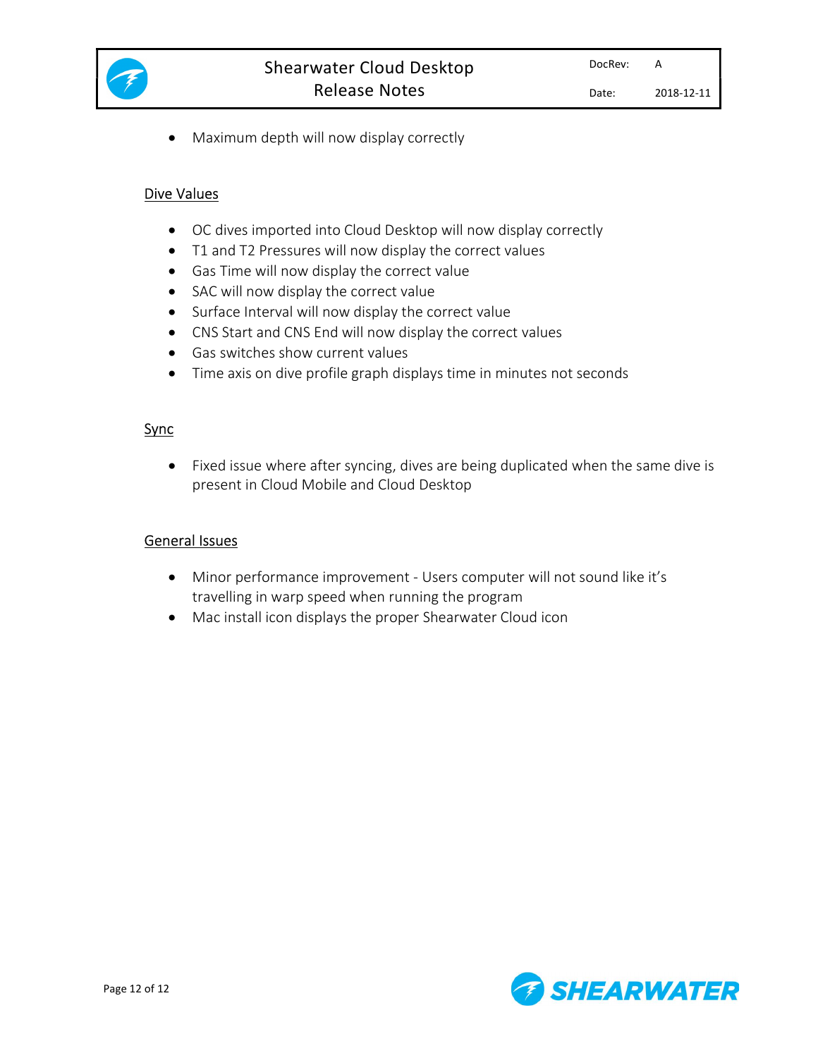- Maximum depth will now display correctly

## Dive Values

- OC dives imported into Cloud Desktop will now display correctly
- T1 and T2 Pressures will now display the correct values
- Gas Time will now display the correct value
- SAC will now display the correct value
- Surface Interval will now display the correct value
- CNS Start and CNS End will now display the correct values
- Gas switches show current values
- Time axis on dive profile graph displays time in minutes not seconds

## Sync

- Fixed issue where after syncing, dives are being duplicated when the same dive is present in Cloud Mobile and Cloud Desktop

## General Issues

- Minor performance improvement - Users computer will not sound like it's travelling in warp speed when running the program
- Mac install icon displays the proper Shearwater Cloud icon